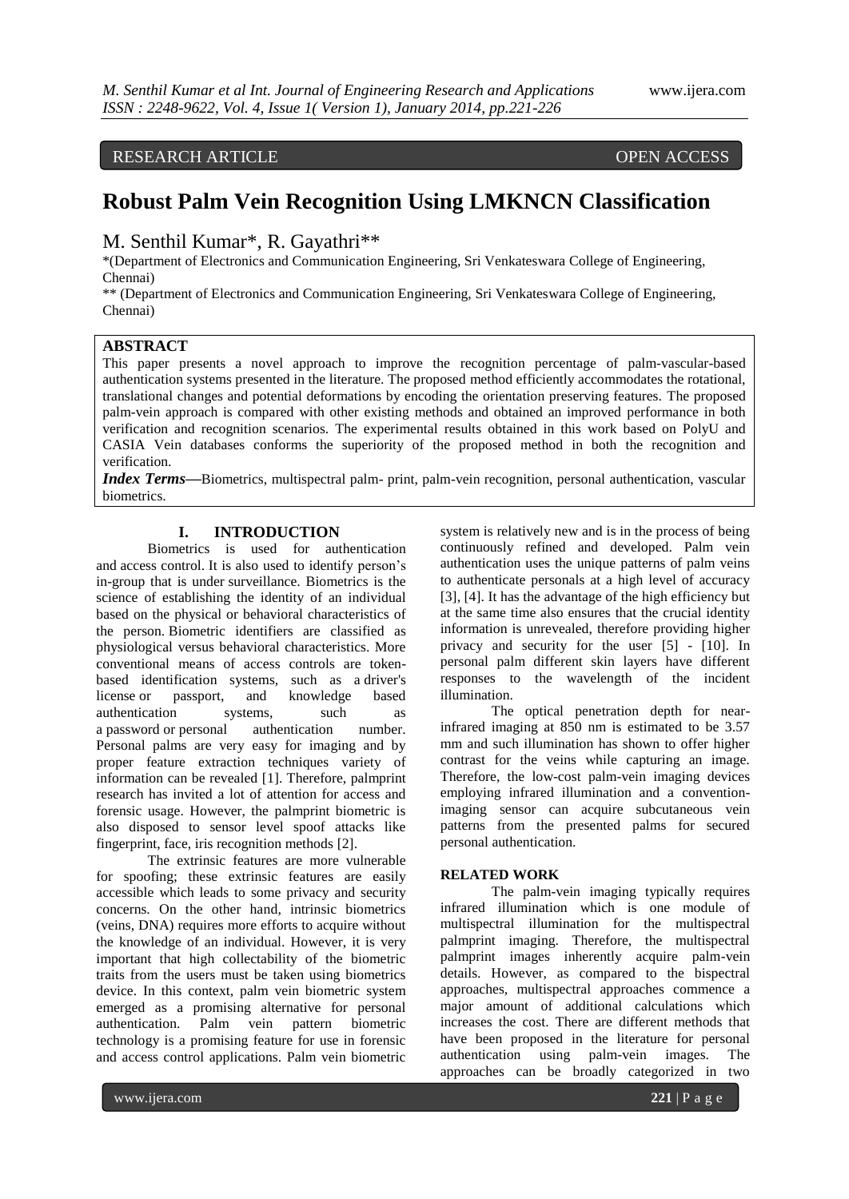RESEARCH ARTICLE OPEN ACCESS

# Robust Palm Vein Recognition Using LMKNCN Classification

M. Senthil Kumar*, R. Gayathri**

*(Department of Electronics and Communication Engineering, Sri Venkateswara College of Engineering, Chennai)

** (Department of Electronics and Communication Engineering, Sri Venkateswara College of Engineering, Chennai)

## ABSTRACT

This paper presents a novel approach to improve the recognition percentage of palm-vascular-based authentication systems presented in the literature. The proposed method efficiently accommodates the rotational, translational changes and potential deformations by encoding the orientation preserving features. The proposed palm-vein approach is compared with other existing methods and obtained an improved performance in both verification and recognition scenarios. The experimental results obtained in this work based on PolyU and CASIA Vein databases conforms the superiority of the proposed method in both the recognition and verification.

***Index Terms*****—**Biometrics, multispectral palm- print, palm-vein recognition, personal authentication, vascular biometrics.

## I. INTRODUCTION

Biometrics is used for authentication and access control. It is also used to identify person's in-group that is under surveillance. Biometrics is the science of establishing the identity of an individual based on the physical or behavioral characteristics of the person. Biometric identifiers are classified as physiological versus behavioral characteristics. More conventional means of access controls are token-based identification systems, such as a driver's license or passport, and knowledge based authentication systems, such as a password or personal authentication number. Personal palms are very easy for imaging and by proper feature extraction techniques variety of information can be revealed [1]. Therefore, palmprint research has invited a lot of attention for access and forensic usage. However, the palmprint biometric is also disposed to sensor level spoof attacks like fingerprint, face, iris recognition methods [2].

The extrinsic features are more vulnerable for spoofing; these extrinsic features are easily accessible which leads to some privacy and security concerns. On the other hand, intrinsic biometrics (veins, DNA) requires more efforts to acquire without the knowledge of an individual. However, it is very important that high collectability of the biometric traits from the users must be taken using biometrics device. In this context, palm vein biometric system emerged as a promising alternative for personal authentication. Palm vein pattern biometric technology is a promising feature for use in forensic and access control applications. Palm vein biometric system is relatively new and is in the process of being continuously refined and developed. Palm vein authentication uses the unique patterns of palm veins to authenticate personals at a high level of accuracy [3], [4]. It has the advantage of the high efficiency but at the same time also ensures that the crucial identity information is unrevealed, therefore providing higher privacy and security for the user [5] - [10]. In personal palm different skin layers have different responses to the wavelength of the incident illumination.

The optical penetration depth for near-infrared imaging at 850 nm is estimated to be 3.57 mm and such illumination has shown to offer higher contrast for the veins while capturing an image. Therefore, the low-cost palm-vein imaging devices employing infrared illumination and a convention-imaging sensor can acquire subcutaneous vein patterns from the presented palms for secured personal authentication.

## RELATED WORK

The palm-vein imaging typically requires infrared illumination which is one module of multispectral illumination for the multispectral palmprint imaging. Therefore, the multispectral palmprint images inherently acquire palm-vein details. However, as compared to the bispectral approaches, multispectral approaches commence a major amount of additional calculations which increases the cost. There are different methods that have been proposed in the literature for personal authentication using palm-vein images. The approaches can be broadly categorized in two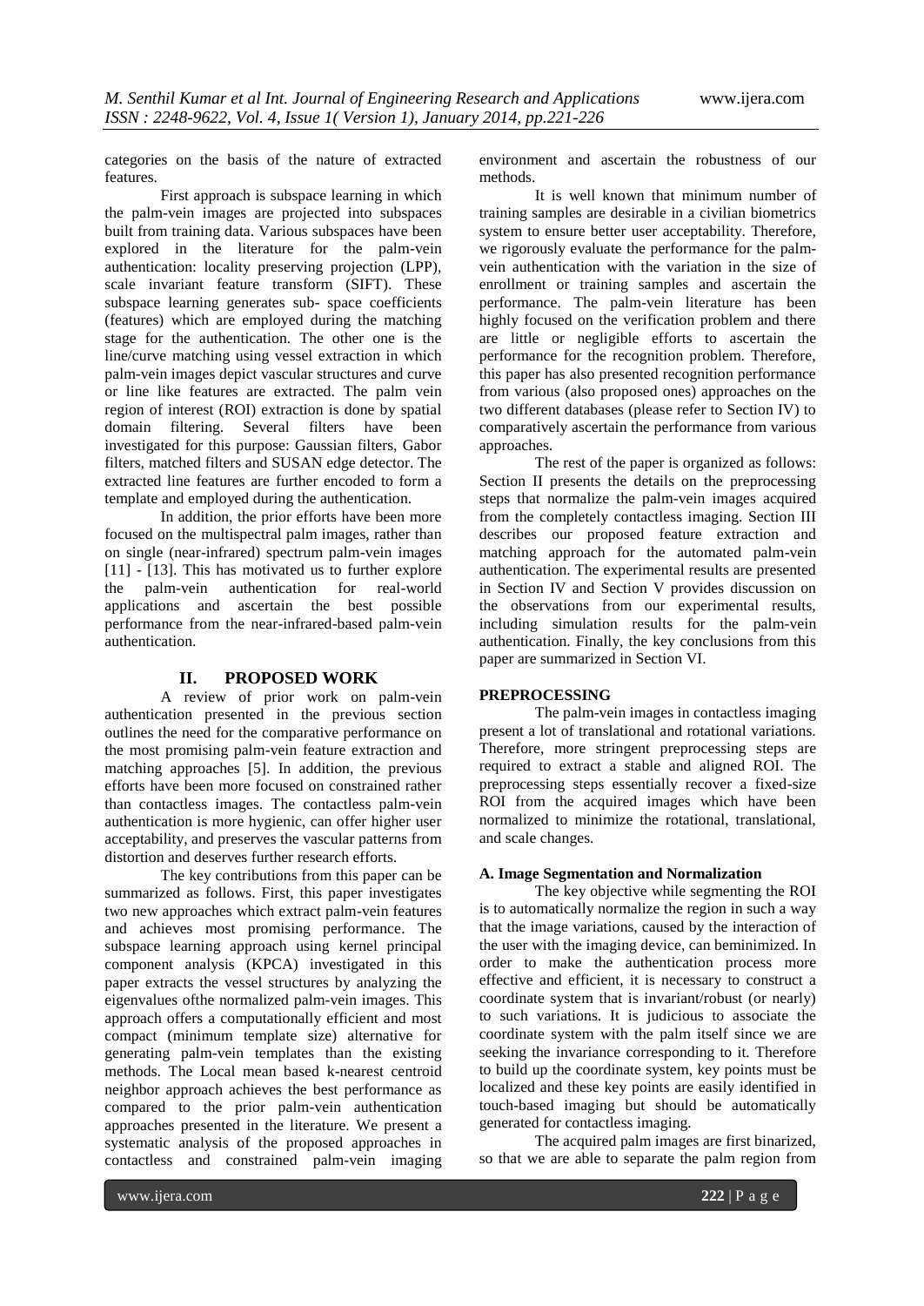categories on the basis of the nature of extracted features.

First approach is subspace learning in which the palm-vein images are projected into subspaces built from training data. Various subspaces have been explored in the literature for the palm-vein authentication: locality preserving projection (LPP), scale invariant feature transform (SIFT). These subspace learning generates sub- space coefficients (features) which are employed during the matching stage for the authentication. The other one is the line/curve matching using vessel extraction in which palm-vein images depict vascular structures and curve or line like features are extracted. The palm vein region of interest (ROI) extraction is done by spatial domain filtering. Several filters have been investigated for this purpose: Gaussian filters, Gabor filters, matched filters and SUSAN edge detector. The extracted line features are further encoded to form a template and employed during the authentication.

In addition, the prior efforts have been more focused on the multispectral palm images, rather than on single (near-infrared) spectrum palm-vein images [11] - [13]. This has motivated us to further explore the palm-vein authentication for real-world applications and ascertain the best possible performance from the near-infrared-based palm-vein authentication.

## II. PROPOSED WORK

A review of prior work on palm-vein authentication presented in the previous section outlines the need for the comparative performance on the most promising palm-vein feature extraction and matching approaches [5]. In addition, the previous efforts have been more focused on constrained rather than contactless images. The contactless palm-vein authentication is more hygienic, can offer higher user acceptability, and preserves the vascular patterns from distortion and deserves further research efforts.

The key contributions from this paper can be summarized as follows. First, this paper investigates two new approaches which extract palm-vein features and achieves most promising performance. The subspace learning approach using kernel principal component analysis (KPCA) investigated in this paper extracts the vessel structures by analyzing the eigenvalues ofthe normalized palm-vein images. This approach offers a computationally efficient and most compact (minimum template size) alternative for generating palm-vein templates than the existing methods. The Local mean based k-nearest centroid neighbor approach achieves the best performance as compared to the prior palm-vein authentication approaches presented in the literature. We present a systematic analysis of the proposed approaches in contactless and constrained palm-vein imaging environment and ascertain the robustness of our methods.

It is well known that minimum number of training samples are desirable in a civilian biometrics system to ensure better user acceptability. Therefore, we rigorously evaluate the performance for the palm-vein authentication with the variation in the size of enrollment or training samples and ascertain the performance. The palm-vein literature has been highly focused on the verification problem and there are little or negligible efforts to ascertain the performance for the recognition problem. Therefore, this paper has also presented recognition performance from various (also proposed ones) approaches on the two different databases (please refer to Section IV) to comparatively ascertain the performance from various approaches.

The rest of the paper is organized as follows: Section II presents the details on the preprocessing steps that normalize the palm-vein images acquired from the completely contactless imaging. Section III describes our proposed feature extraction and matching approach for the automated palm-vein authentication. The experimental results are presented in Section IV and Section V provides discussion on the observations from our experimental results, including simulation results for the palm-vein authentication. Finally, the key conclusions from this paper are summarized in Section VI.

### PREPROCESSING

The palm-vein images in contactless imaging present a lot of translational and rotational variations. Therefore, more stringent preprocessing steps are required to extract a stable and aligned ROI. The preprocessing steps essentially recover a fixed-size ROI from the acquired images which have been normalized to minimize the rotational, translational, and scale changes.

### A. Image Segmentation and Normalization

The key objective while segmenting the ROI is to automatically normalize the region in such a way that the image variations, caused by the interaction of the user with the imaging device, can beminimized. In order to make the authentication process more effective and efficient, it is necessary to construct a coordinate system that is invariant/robust (or nearly) to such variations. It is judicious to associate the coordinate system with the palm itself since we are seeking the invariance corresponding to it. Therefore to build up the coordinate system, key points must be localized and these key points are easily identified in touch-based imaging but should be automatically generated for contactless imaging.

The acquired palm images are first binarized, so that we are able to separate the palm region from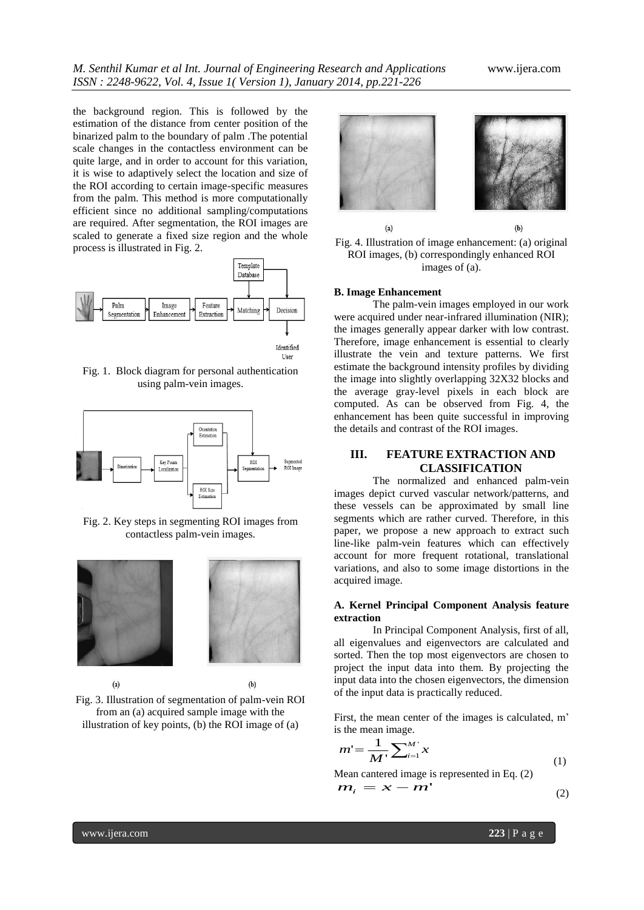the background region. This is followed by the estimation of the distance from center position of the binarized palm to the boundary of palm .The potential scale changes in the contactless environment can be quite large, and in order to account for this variation, it is wise to adaptively select the location and size of the ROI according to certain image-specific measures from the palm. This method is more computationally efficient since no additional sampling/computations are required. After segmentation, the ROI images are scaled to generate a fixed size region and the whole process is illustrated in Fig. 2.

Fig. 1. Block diagram for personal authentication using palm-vein images.

Fig. 2. Key steps in segmenting ROI images from contactless palm-vein images.

Fig. 3. Illustration of segmentation of palm-vein ROI from an (a) acquired sample image with the illustration of key points, (b) the ROI image of (a)

Fig. 4. Illustration of image enhancement: (a) original ROI images, (b) correspondingly enhanced ROI images of (a).

**B. Image Enhancement**

The palm-vein images employed in our work were acquired under near-infrared illumination (NIR); the images generally appear darker with low contrast. Therefore, image enhancement is essential to clearly illustrate the vein and texture patterns. We first estimate the background intensity profiles by dividing the image into slightly overlapping 32X32 blocks and the average gray-level pixels in each block are computed. As can be observed from Fig. 4, the enhancement has been quite successful in improving the details and contrast of the ROI images.

## III. FEATURE EXTRACTION AND CLASSIFICATION

The normalized and enhanced palm-vein images depict curved vascular network/patterns, and these vessels can be approximated by small line segments which are rather curved. Therefore, in this paper, we propose a new approach to extract such line-like palm-vein features which can effectively account for more frequent rotational, translational variations, and also to some image distortions in the acquired image.

**A. Kernel Principal Component Analysis feature extraction**

In Principal Component Analysis, first of all, all eigenvalues and eigenvectors are calculated and sorted. Then the top most eigenvectors are chosen to project the input data into them. By projecting the input data into the chosen eigenvectors, the dimension of the input data is practically reduced.

First, the mean center of the images is calculated, m' is the mean image.

$$m' = \frac{1}{M'}\sum_{i=1}^{M'} x \tag{1}$$

Mean cantered image is represented in Eq. (2)

$$m_i = x - m' \tag{2}$$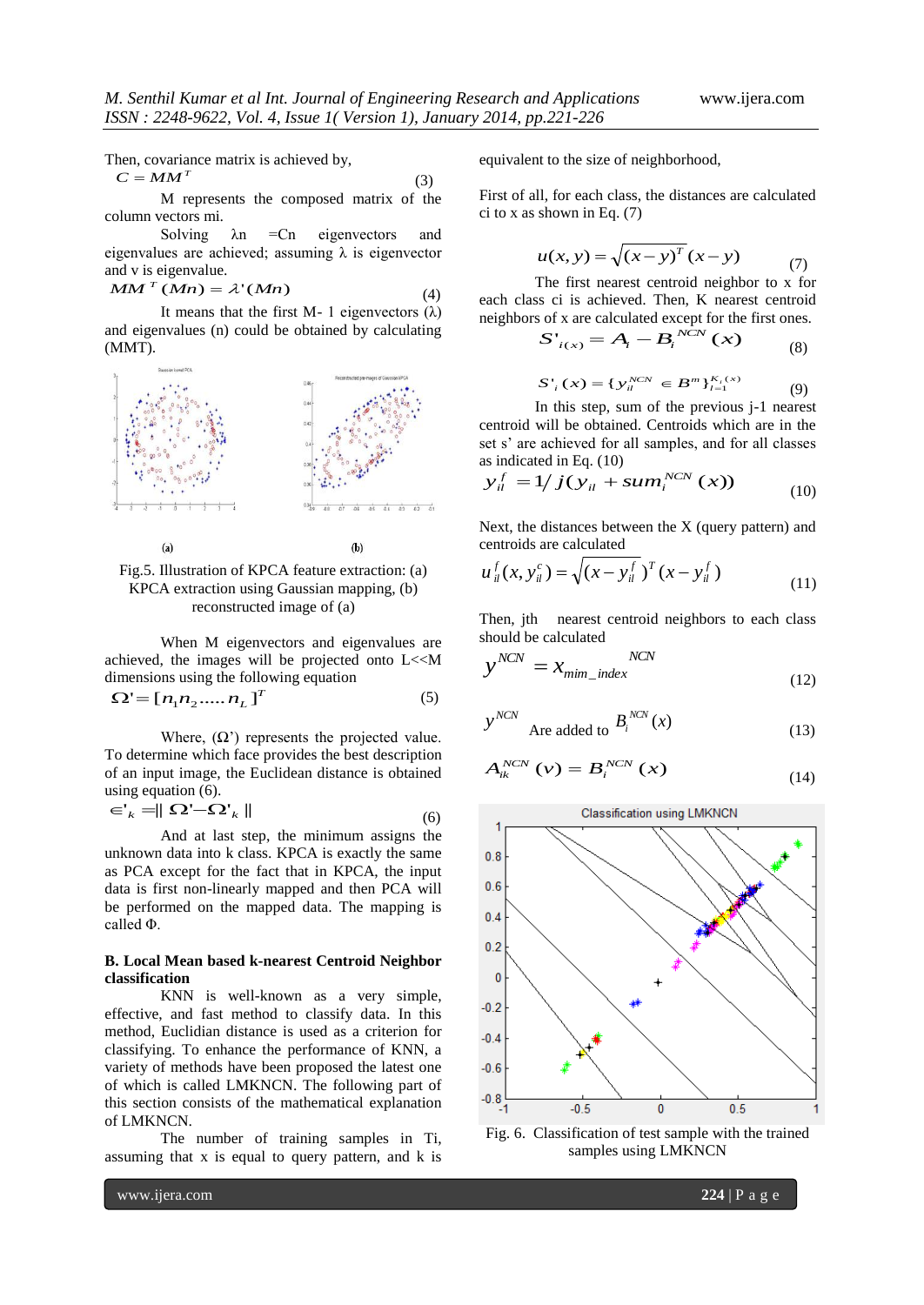Then, covariance matrix is achieved by,

$$C = MM^T \quad (3)$$

M represents the composed matrix of the column vectors mi.

Solving λn =Cn eigenvectors and eigenvalues are achieved; assuming λ is eigenvector and v is eigenvalue.

$$MM^T(Mn) = \lambda'(Mn) \quad (4)$$

It means that the first M- 1 eigenvectors (λ) and eigenvalues (n) could be obtained by calculating (MMT).

(a) (b)

Fig.5. Illustration of KPCA feature extraction: (a) KPCA extraction using Gaussian mapping, (b) reconstructed image of (a)

When M eigenvectors and eigenvalues are achieved, the images will be projected onto L<<M dimensions using the following equation

$$\Omega' = [n_1 n_2 \ldots n_L]^T \quad (5)$$

Where, (Ω') represents the projected value. To determine which face provides the best description of an input image, the Euclidean distance is obtained using equation (6).

$$\in'_k = \| \Omega' - \Omega'_k \| \quad (6)$$

And at last step, the minimum assigns the unknown data into k class. KPCA is exactly the same as PCA except for the fact that in KPCA, the input data is first non-linearly mapped and then PCA will be performed on the mapped data. The mapping is called Φ.

**B. Local Mean based k-nearest Centroid Neighbor classification**

KNN is well-known as a very simple, effective, and fast method to classify data. In this method, Euclidian distance is used as a criterion for classifying. To enhance the performance of KNN, a variety of methods have been proposed the latest one of which is called LMKNCN. The following part of this section consists of the mathematical explanation of LMKNCN.

The number of training samples in Ti, assuming that x is equal to query pattern, and k is equivalent to the size of neighborhood,

First of all, for each class, the distances are calculated ci to x as shown in Eq. (7)

$$u(x, y) = \sqrt{(x-y)^T (x-y)} \quad (7)$$

The first nearest centroid neighbor to x for each class ci is achieved. Then, K nearest centroid neighbors of x are calculated except for the first ones.

$$S'_{i(x)} = A_i - B_i^{NCN}(x) \quad (8)$$

$$S'_i(x) = \{ y_{il}^{NCN} \in B^m \}_{l=1}^{K_i(x)} \quad (9)$$

In this step, sum of the previous j-1 nearest centroid will be obtained. Centroids which are in the set s' are achieved for all samples, and for all classes as indicated in Eq. (10)

$$y_{il}^f = 1/j(y_{il} + sum_i^{NCN}(x)) \quad (10)$$

Next, the distances between the X (query pattern) and centroids are calculated

$$u_{il}^f(x, y_{il}^c) = \sqrt{(x - y_{il}^f)^T (x - y_{il}^f)} \quad (11)$$

Then, jth nearest centroid neighbors to each class should be calculated

$$y^{NCN} = x_{mim\_index}^{NCN} \quad (12)$$

$y^{NCN}$ Are added to $B_i^{NCN}(x)$ (13)

$$A_{ik}^{NCN}(v) = B_i^{NCN}(x) \quad (14)$$

Fig. 6. Classification of test sample with the trained samples using LMKNCN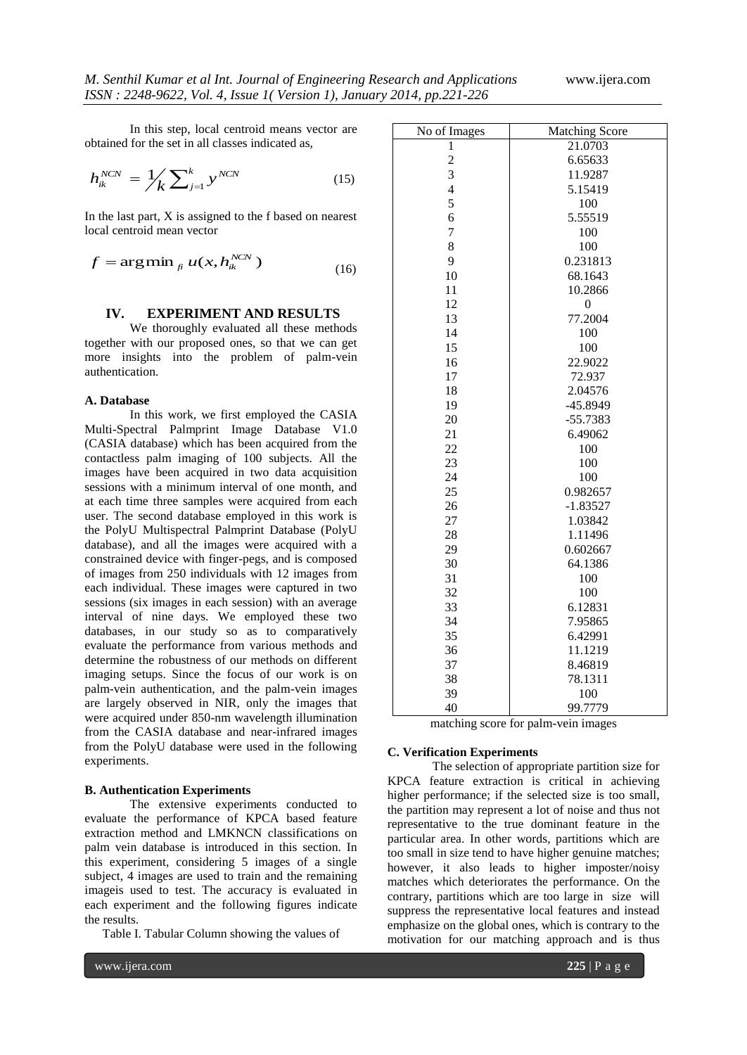In this step, local centroid means vector are obtained for the set in all classes indicated as,

$$h_{ik}^{NCN} = \frac{1}{k} \sum_{j=1}^{k} y^{NCN} \qquad (15)$$

In the last part, X is assigned to the f based on nearest local centroid mean vector

$$f = \arg\min_{fi} u(x, h_{ik}^{NCN}) \qquad (16)$$

## IV. EXPERIMENT AND RESULTS

We thoroughly evaluated all these methods together with our proposed ones, so that we can get more insights into the problem of palm-vein authentication.

### A. Database

In this work, we first employed the CASIA Multi-Spectral Palmprint Image Database V1.0 (CASIA database) which has been acquired from the contactless palm imaging of 100 subjects. All the images have been acquired in two data acquisition sessions with a minimum interval of one month, and at each time three samples were acquired from each user. The second database employed in this work is the PolyU Multispectral Palmprint Database (PolyU database), and all the images were acquired with a constrained device with finger-pegs, and is composed of images from 250 individuals with 12 images from each individual. These images were captured in two sessions (six images in each session) with an average interval of nine days. We employed these two databases, in our study so as to comparatively evaluate the performance from various methods and determine the robustness of our methods on different imaging setups. Since the focus of our work is on palm-vein authentication, and the palm-vein images are largely observed in NIR, only the images that were acquired under 850-nm wavelength illumination from the CASIA database and near-infrared images from the PolyU database were used in the following experiments.

### B. Authentication Experiments

The extensive experiments conducted to evaluate the performance of KPCA based feature extraction method and LMKNCN classifications on palm vein database is introduced in this section. In this experiment, considering 5 images of a single subject, 4 images are used to train and the remaining imageis used to test. The accuracy is evaluated in each experiment and the following figures indicate the results.

Table I. Tabular Column showing the values of matching score for palm-vein images

| No of Images | Matching Score |
|---|---|
| 1 | 21.0703 |
| 2 | 6.65633 |
| 3 | 11.9287 |
| 4 | 5.15419 |
| 5 | 100 |
| 6 | 5.55519 |
| 7 | 100 |
| 8 | 100 |
| 9 | 0.231813 |
| 10 | 68.1643 |
| 11 | 10.2866 |
| 12 | 0 |
| 13 | 77.2004 |
| 14 | 100 |
| 15 | 100 |
| 16 | 22.9022 |
| 17 | 72.937 |
| 18 | 2.04576 |
| 19 | -45.8949 |
| 20 | -55.7383 |
| 21 | 6.49062 |
| 22 | 100 |
| 23 | 100 |
| 24 | 100 |
| 25 | 0.982657 |
| 26 | -1.83527 |
| 27 | 1.03842 |
| 28 | 1.11496 |
| 29 | 0.602667 |
| 30 | 64.1386 |
| 31 | 100 |
| 32 | 100 |
| 33 | 6.12831 |
| 34 | 7.95865 |
| 35 | 6.42991 |
| 36 | 11.1219 |
| 37 | 8.46819 |
| 38 | 78.1311 |
| 39 | 100 |
| 40 | 99.7779 |

### C. Verification Experiments

The selection of appropriate partition size for KPCA feature extraction is critical in achieving higher performance; if the selected size is too small, the partition may represent a lot of noise and thus not representative to the true dominant feature in the particular area. In other words, partitions which are too small in size tend to have higher genuine matches; however, it also leads to higher imposter/noisy matches which deteriorates the performance. On the contrary, partitions which are too large in size will suppress the representative local features and instead emphasize on the global ones, which is contrary to the motivation for our matching approach and is thus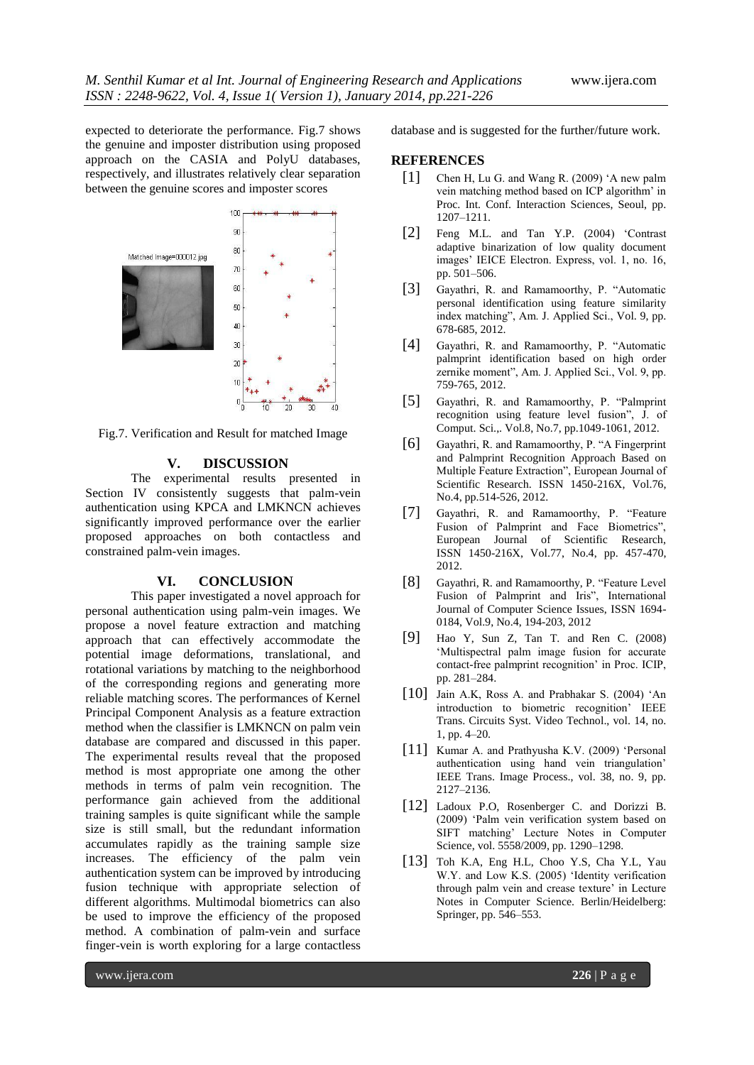expected to deteriorate the performance. Fig.7 shows the genuine and imposter distribution using proposed approach on the CASIA and PolyU databases, respectively, and illustrates relatively clear separation between the genuine scores and imposter scores

Matched Image=000012.jpg

100
90
80
70
60
50
40
30
20
10
0
0 10 20 30 40

Fig.7. Verification and Result for matched Image

## V. DISCUSSION

The experimental results presented in Section IV consistently suggests that palm-vein authentication using KPCA and LMKNCN achieves significantly improved performance over the earlier proposed approaches on both contactless and constrained palm-vein images.

## VI. CONCLUSION

This paper investigated a novel approach for personal authentication using palm-vein images. We propose a novel feature extraction and matching approach that can effectively accommodate the potential image deformations, translational, and rotational variations by matching to the neighborhood of the corresponding regions and generating more reliable matching scores. The performances of Kernel Principal Component Analysis as a feature extraction method when the classifier is LMKNCN on palm vein database are compared and discussed in this paper. The experimental results reveal that the proposed method is most appropriate one among the other methods in terms of palm vein recognition. The performance gain achieved from the additional training samples is quite significant while the sample size is still small, but the redundant information accumulates rapidly as the training sample size increases. The efficiency of the palm vein authentication system can be improved by introducing fusion technique with appropriate selection of different algorithms. Multimodal biometrics can also be used to improve the efficiency of the proposed method. A combination of palm-vein and surface finger-vein is worth exploring for a large contactless database and is suggested for the further/future work.

## REFERENCES

[1] Chen H, Lu G. and Wang R. (2009) 'A new palm vein matching method based on ICP algorithm' in Proc. Int. Conf. Interaction Sciences, Seoul, pp. 1207–1211.

[2] Feng M.L. and Tan Y.P. (2004) 'Contrast adaptive binarization of low quality document images' IEICE Electron. Express, vol. 1, no. 16, pp. 501–506.

[3] Gayathri, R. and Ramamoorthy, P. "Automatic personal identification using feature similarity index matching", Am. J. Applied Sci., Vol. 9, pp. 678-685, 2012.

[4] Gayathri, R. and Ramamoorthy, P. "Automatic palmprint identification based on high order zernike moment", Am. J. Applied Sci., Vol. 9, pp. 759-765, 2012.

[5] Gayathri, R. and Ramamoorthy, P. "Palmprint recognition using feature level fusion", J. of Comput. Sci.,. Vol.8, No.7, pp.1049-1061, 2012.

[6] Gayathri, R. and Ramamoorthy, P. "A Fingerprint and Palmprint Recognition Approach Based on Multiple Feature Extraction", European Journal of Scientific Research. ISSN 1450-216X, Vol.76, No.4, pp.514-526, 2012.

[7] Gayathri, R. and Ramamoorthy, P. "Feature Fusion of Palmprint and Face Biometrics", European Journal of Scientific Research, ISSN 1450-216X, Vol.77, No.4, pp. 457-470, 2012.

[8] Gayathri, R. and Ramamoorthy, P. "Feature Level Fusion of Palmprint and Iris", International Journal of Computer Science Issues, ISSN 1694-0184, Vol.9, No.4, 194-203, 2012

[9] Hao Y, Sun Z, Tan T. and Ren C. (2008) 'Multispectral palm image fusion for accurate contact-free palmprint recognition' in Proc. ICIP, pp. 281–284.

[10] Jain A.K, Ross A. and Prabhakar S. (2004) 'An introduction to biometric recognition' IEEE Trans. Circuits Syst. Video Technol., vol. 14, no. 1, pp. 4–20.

[11] Kumar A. and Prathyusha K.V. (2009) 'Personal authentication using hand vein triangulation' IEEE Trans. Image Process., vol. 38, no. 9, pp. 2127–2136.

[12] Ladoux P.O, Rosenberger C. and Dorizzi B. (2009) 'Palm vein verification system based on SIFT matching' Lecture Notes in Computer Science, vol. 5558/2009, pp. 1290–1298.

[13] Toh K.A, Eng H.L, Choo Y.S, Cha Y.L, Yau W.Y. and Low K.S. (2005) 'Identity verification through palm vein and crease texture' in Lecture Notes in Computer Science. Berlin/Heidelberg: Springer, pp. 546–553.